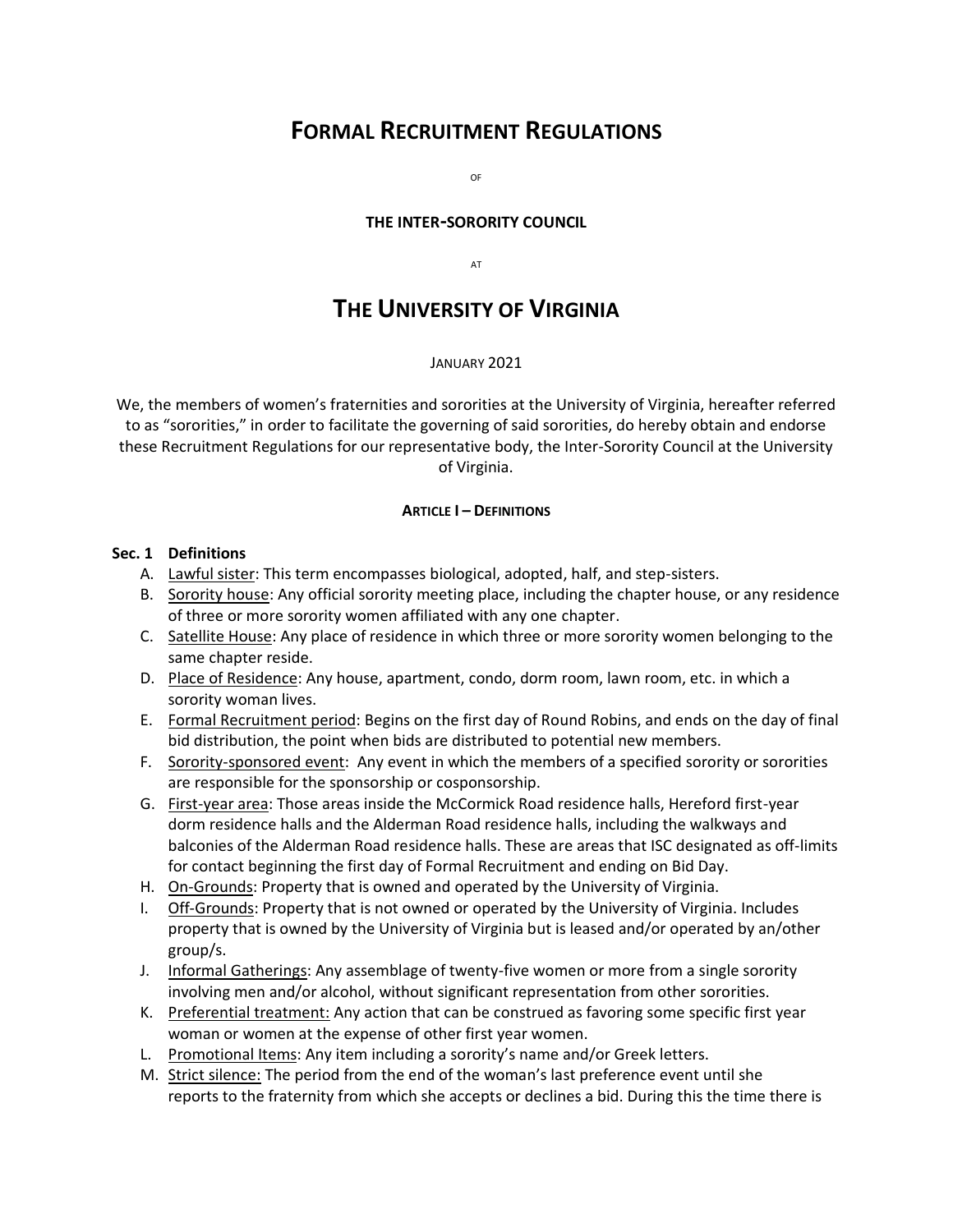# FORMAL RECRUITMENT REGULATIONS

OF

### THE INTER-SORORITY COUNCIL

AT

# THE UNIVERSITY OF VIRGINIA

JANUARY 2021

We, the members of women's fraternities and sororities at the University of Virginia, hereafter referred to as "sororities," in order to facilitate the governing of said sororities, do hereby obtain and endorse these Recruitment Regulations for our representative body, the Inter-Sorority Council at the University of Virginia.

## ARTICLE I – DEFINITIONS

### Sec. 1 Definitions

A. Lawful sister: This term encompasses biological, adopted, half, and step-sisters.

B. Sorority house: Any official sorority meeting place, including the chapter house, or any residence of three or more sorority women affiliated with any one chapter.

C. Satellite House: Any place of residence in which three or more sorority women belonging to the same chapter reside.

D. Place of Residence: Any house, apartment, condo, dorm room, lawn room, etc. in which a sorority woman lives.

E. Formal Recruitment period: Begins on the first day of Round Robins, and ends on the day of final bid distribution, the point when bids are distributed to potential new members.

F. Sorority-sponsored event: Any event in which the members of a specified sorority or sororities are responsible for the sponsorship or cosponsorship.

G. First-year area: Those areas inside the McCormick Road residence halls, Hereford first-year dorm residence halls and the Alderman Road residence halls, including the walkways and balconies of the Alderman Road residence halls. These are areas that ISC designated as off-limits for contact beginning the first day of Formal Recruitment and ending on Bid Day.

H. On-Grounds: Property that is owned and operated by the University of Virginia.

I. Off-Grounds: Property that is not owned or operated by the University of Virginia. Includes property that is owned by the University of Virginia but is leased and/or operated by an/other group/s.

J. Informal Gatherings: Any assemblage of twenty-five women or more from a single sorority involving men and/or alcohol, without significant representation from other sororities.

K. Preferential treatment: Any action that can be construed as favoring some specific first year woman or women at the expense of other first year women.

L. Promotional Items: Any item including a sorority's name and/or Greek letters.

M. Strict silence: The period from the end of the woman's last preference event until she reports to the fraternity from which she accepts or declines a bid. During this the time there is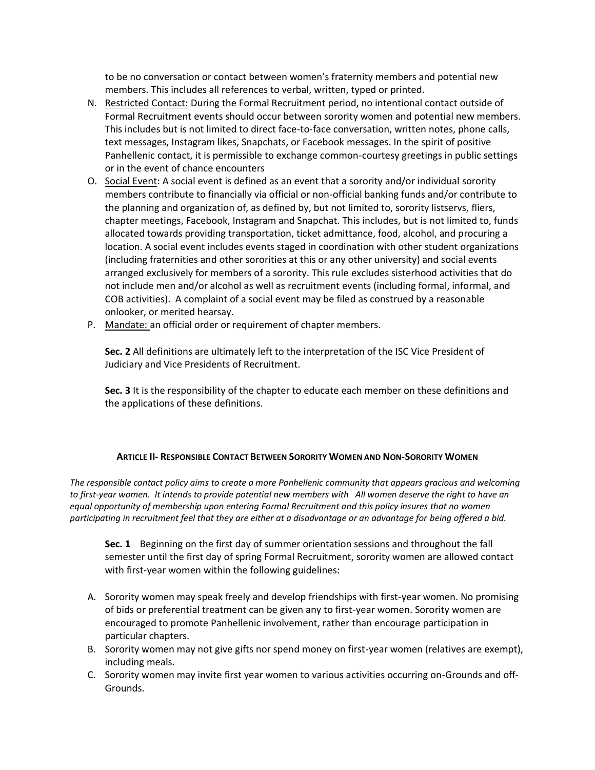to be no conversation or contact between women's fraternity members and potential new members. This includes all references to verbal, written, typed or printed.

N. Restricted Contact: During the Formal Recruitment period, no intentional contact outside of Formal Recruitment events should occur between sorority women and potential new members. This includes but is not limited to direct face-to-face conversation, written notes, phone calls, text messages, Instagram likes, Snapchats, or Facebook messages. In the spirit of positive Panhellenic contact, it is permissible to exchange common-courtesy greetings in public settings or in the event of chance encounters

O. Social Event: A social event is defined as an event that a sorority and/or individual sorority members contribute to financially via official or non-official banking funds and/or contribute to the planning and organization of, as defined by, but not limited to, sorority listservs, fliers, chapter meetings, Facebook, Instagram and Snapchat. This includes, but is not limited to, funds allocated towards providing transportation, ticket admittance, food, alcohol, and procuring a location. A social event includes events staged in coordination with other student organizations (including fraternities and other sororities at this or any other university) and social events arranged exclusively for members of a sorority. This rule excludes sisterhood activities that do not include men and/or alcohol as well as recruitment events (including formal, informal, and COB activities). A complaint of a social event may be filed as construed by a reasonable onlooker, or merited hearsay.

P. Mandate: an official order or requirement of chapter members.

**Sec. 2** All definitions are ultimately left to the interpretation of the ISC Vice President of Judiciary and Vice Presidents of Recruitment.

**Sec. 3** It is the responsibility of the chapter to educate each member on these definitions and the applications of these definitions.

## Article II- Responsible Contact Between Sorority Women and Non-Sorority Women

*The responsible contact policy aims to create a more Panhellenic community that appears gracious and welcoming to first-year women. It intends to provide potential new members with All women deserve the right to have an equal opportunity of membership upon entering Formal Recruitment and this policy insures that no women participating in recruitment feel that they are either at a disadvantage or an advantage for being offered a bid.*

**Sec. 1** Beginning on the first day of summer orientation sessions and throughout the fall semester until the first day of spring Formal Recruitment, sorority women are allowed contact with first-year women within the following guidelines:

A. Sorority women may speak freely and develop friendships with first-year women. No promising of bids or preferential treatment can be given any to first-year women. Sorority women are encouraged to promote Panhellenic involvement, rather than encourage participation in particular chapters.

B. Sorority women may not give gifts nor spend money on first-year women (relatives are exempt), including meals.

C. Sorority women may invite first year women to various activities occurring on-Grounds and off-Grounds.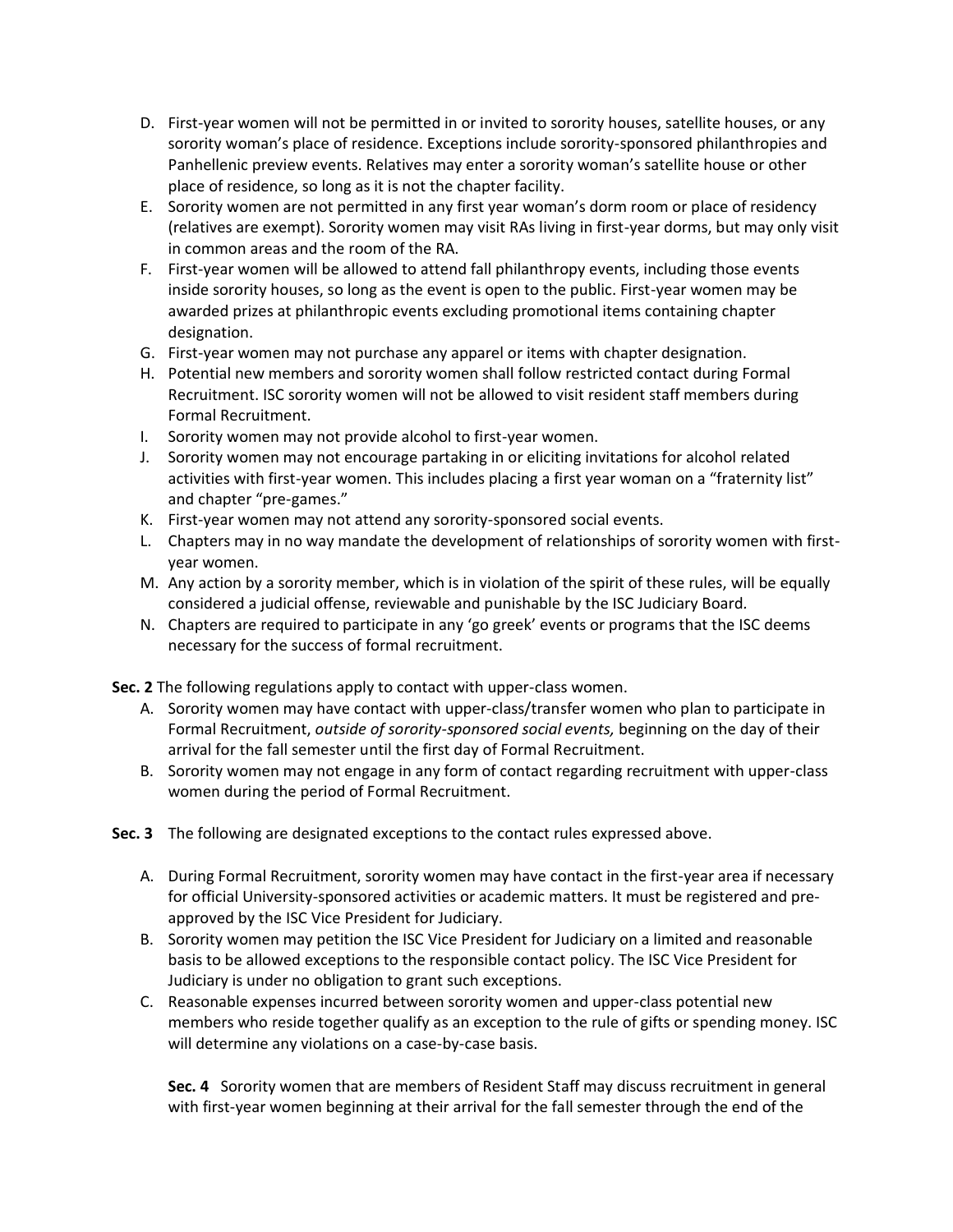D. First-year women will not be permitted in or invited to sorority houses, satellite houses, or any sorority woman's place of residence. Exceptions include sorority-sponsored philanthropies and Panhellenic preview events. Relatives may enter a sorority woman's satellite house or other place of residence, so long as it is not the chapter facility.

E. Sorority women are not permitted in any first year woman's dorm room or place of residency (relatives are exempt). Sorority women may visit RAs living in first-year dorms, but may only visit in common areas and the room of the RA.

F. First-year women will be allowed to attend fall philanthropy events, including those events inside sorority houses, so long as the event is open to the public. First-year women may be awarded prizes at philanthropic events excluding promotional items containing chapter designation.

G. First-year women may not purchase any apparel or items with chapter designation.

H. Potential new members and sorority women shall follow restricted contact during Formal Recruitment. ISC sorority women will not be allowed to visit resident staff members during Formal Recruitment.

I. Sorority women may not provide alcohol to first-year women.

J. Sorority women may not encourage partaking in or eliciting invitations for alcohol related activities with first-year women. This includes placing a first year woman on a "fraternity list" and chapter "pre-games."

K. First-year women may not attend any sorority-sponsored social events.

L. Chapters may in no way mandate the development of relationships of sorority women with first-year women.

M. Any action by a sorority member, which is in violation of the spirit of these rules, will be equally considered a judicial offense, reviewable and punishable by the ISC Judiciary Board.

N. Chapters are required to participate in any 'go greek' events or programs that the ISC deems necessary for the success of formal recruitment.

**Sec. 2** The following regulations apply to contact with upper-class women.

A. Sorority women may have contact with upper-class/transfer women who plan to participate in Formal Recruitment, *outside of sorority-sponsored social events,* beginning on the day of their arrival for the fall semester until the first day of Formal Recruitment.

B. Sorority women may not engage in any form of contact regarding recruitment with upper-class women during the period of Formal Recruitment.

**Sec. 3** The following are designated exceptions to the contact rules expressed above.

A. During Formal Recruitment, sorority women may have contact in the first-year area if necessary for official University-sponsored activities or academic matters. It must be registered and pre-approved by the ISC Vice President for Judiciary.

B. Sorority women may petition the ISC Vice President for Judiciary on a limited and reasonable basis to be allowed exceptions to the responsible contact policy. The ISC Vice President for Judiciary is under no obligation to grant such exceptions.

C. Reasonable expenses incurred between sorority women and upper-class potential new members who reside together qualify as an exception to the rule of gifts or spending money. ISC will determine any violations on a case-by-case basis.

**Sec. 4** Sorority women that are members of Resident Staff may discuss recruitment in general with first-year women beginning at their arrival for the fall semester through the end of the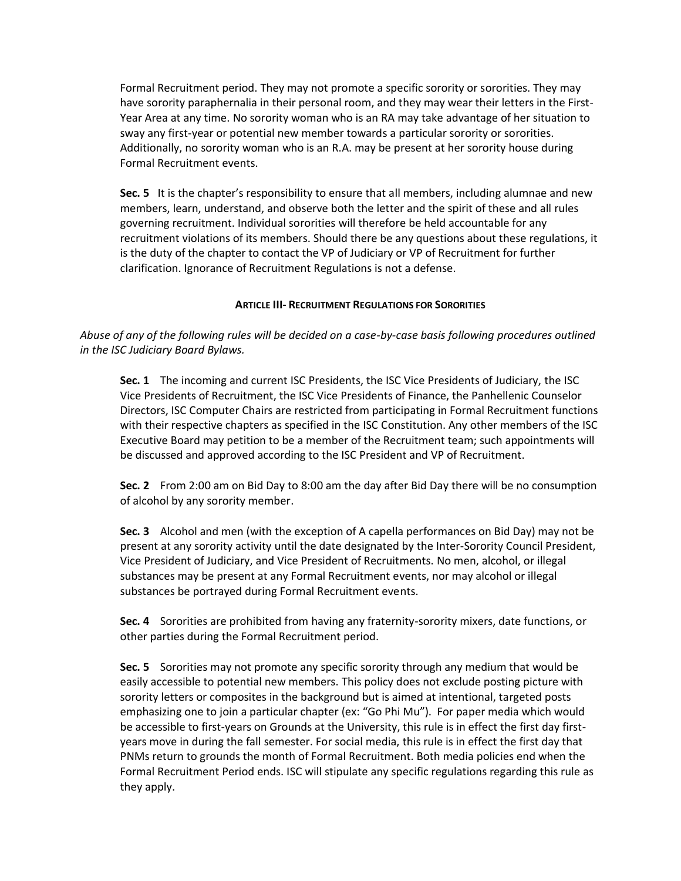Formal Recruitment period. They may not promote a specific sorority or sororities. They may have sorority paraphernalia in their personal room, and they may wear their letters in the First-Year Area at any time. No sorority woman who is an RA may take advantage of her situation to sway any first-year or potential new member towards a particular sorority or sororities. Additionally, no sorority woman who is an R.A. may be present at her sorority house during Formal Recruitment events.

**Sec. 5** It is the chapter's responsibility to ensure that all members, including alumnae and new members, learn, understand, and observe both the letter and the spirit of these and all rules governing recruitment. Individual sororities will therefore be held accountable for any recruitment violations of its members. Should there be any questions about these regulations, it is the duty of the chapter to contact the VP of Judiciary or VP of Recruitment for further clarification. Ignorance of Recruitment Regulations is not a defense.

## ARTICLE III- RECRUITMENT REGULATIONS FOR SORORITIES

*Abuse of any of the following rules will be decided on a case-by-case basis following procedures outlined in the ISC Judiciary Board Bylaws.*

**Sec. 1** The incoming and current ISC Presidents, the ISC Vice Presidents of Judiciary, the ISC Vice Presidents of Recruitment, the ISC Vice Presidents of Finance, the Panhellenic Counselor Directors, ISC Computer Chairs are restricted from participating in Formal Recruitment functions with their respective chapters as specified in the ISC Constitution. Any other members of the ISC Executive Board may petition to be a member of the Recruitment team; such appointments will be discussed and approved according to the ISC President and VP of Recruitment.

**Sec. 2** From 2:00 am on Bid Day to 8:00 am the day after Bid Day there will be no consumption of alcohol by any sorority member.

**Sec. 3** Alcohol and men (with the exception of A capella performances on Bid Day) may not be present at any sorority activity until the date designated by the Inter-Sorority Council President, Vice President of Judiciary, and Vice President of Recruitments. No men, alcohol, or illegal substances may be present at any Formal Recruitment events, nor may alcohol or illegal substances be portrayed during Formal Recruitment events.

**Sec. 4** Sororities are prohibited from having any fraternity-sorority mixers, date functions, or other parties during the Formal Recruitment period.

**Sec. 5** Sororities may not promote any specific sorority through any medium that would be easily accessible to potential new members. This policy does not exclude posting picture with sorority letters or composites in the background but is aimed at intentional, targeted posts emphasizing one to join a particular chapter (ex: "Go Phi Mu"). For paper media which would be accessible to first-years on Grounds at the University, this rule is in effect the first day first-years move in during the fall semester. For social media, this rule is in effect the first day that PNMs return to grounds the month of Formal Recruitment. Both media policies end when the Formal Recruitment Period ends. ISC will stipulate any specific regulations regarding this rule as they apply.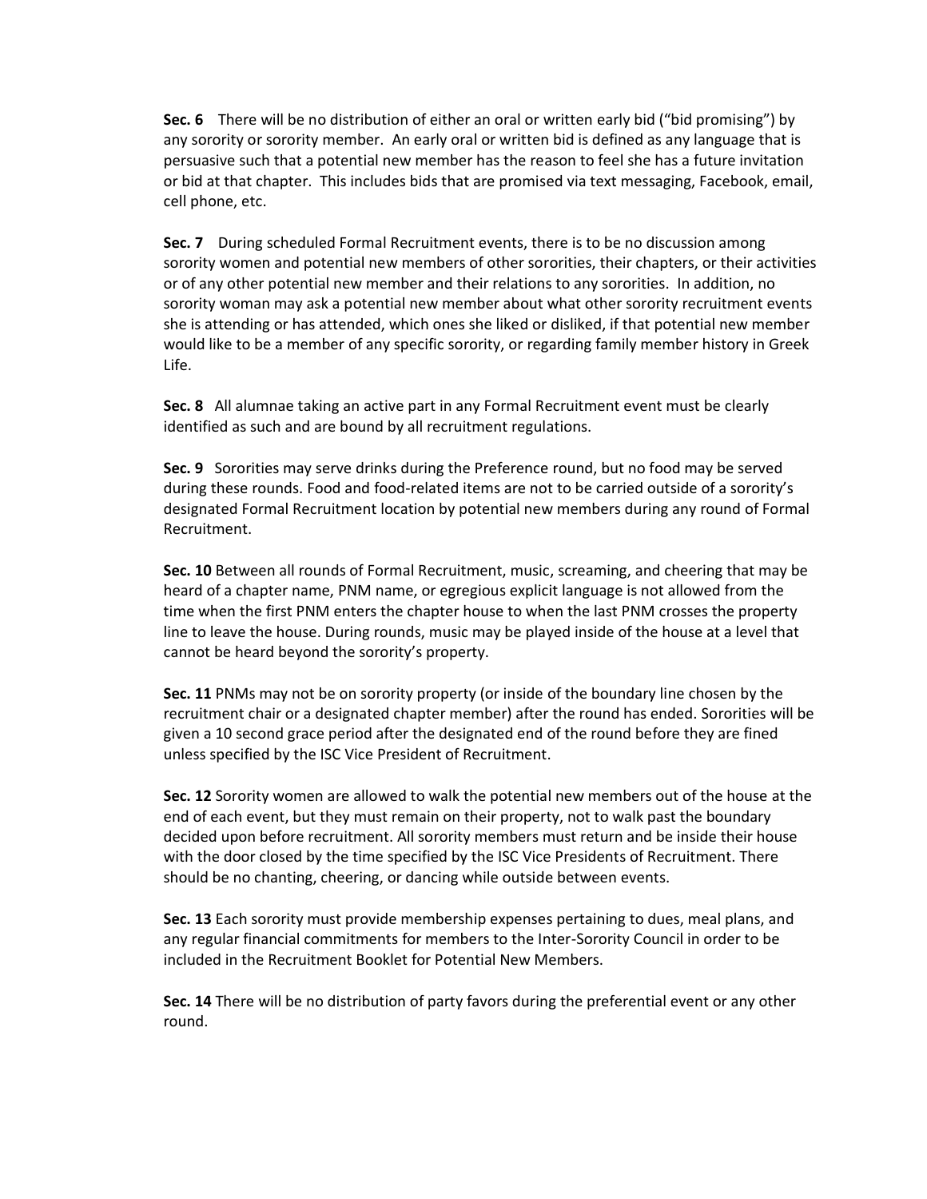**Sec. 6** There will be no distribution of either an oral or written early bid ("bid promising") by any sorority or sorority member. An early oral or written bid is defined as any language that is persuasive such that a potential new member has the reason to feel she has a future invitation or bid at that chapter. This includes bids that are promised via text messaging, Facebook, email, cell phone, etc.

**Sec. 7** During scheduled Formal Recruitment events, there is to be no discussion among sorority women and potential new members of other sororities, their chapters, or their activities or of any other potential new member and their relations to any sororities. In addition, no sorority woman may ask a potential new member about what other sorority recruitment events she is attending or has attended, which ones she liked or disliked, if that potential new member would like to be a member of any specific sorority, or regarding family member history in Greek Life.

**Sec. 8** All alumnae taking an active part in any Formal Recruitment event must be clearly identified as such and are bound by all recruitment regulations.

**Sec. 9** Sororities may serve drinks during the Preference round, but no food may be served during these rounds. Food and food-related items are not to be carried outside of a sorority's designated Formal Recruitment location by potential new members during any round of Formal Recruitment.

**Sec. 10** Between all rounds of Formal Recruitment, music, screaming, and cheering that may be heard of a chapter name, PNM name, or egregious explicit language is not allowed from the time when the first PNM enters the chapter house to when the last PNM crosses the property line to leave the house. During rounds, music may be played inside of the house at a level that cannot be heard beyond the sorority's property.

**Sec. 11** PNMs may not be on sorority property (or inside of the boundary line chosen by the recruitment chair or a designated chapter member) after the round has ended. Sororities will be given a 10 second grace period after the designated end of the round before they are fined unless specified by the ISC Vice President of Recruitment.

**Sec. 12** Sorority women are allowed to walk the potential new members out of the house at the end of each event, but they must remain on their property, not to walk past the boundary decided upon before recruitment. All sorority members must return and be inside their house with the door closed by the time specified by the ISC Vice Presidents of Recruitment. There should be no chanting, cheering, or dancing while outside between events.

**Sec. 13** Each sorority must provide membership expenses pertaining to dues, meal plans, and any regular financial commitments for members to the Inter-Sorority Council in order to be included in the Recruitment Booklet for Potential New Members.

**Sec. 14** There will be no distribution of party favors during the preferential event or any other round.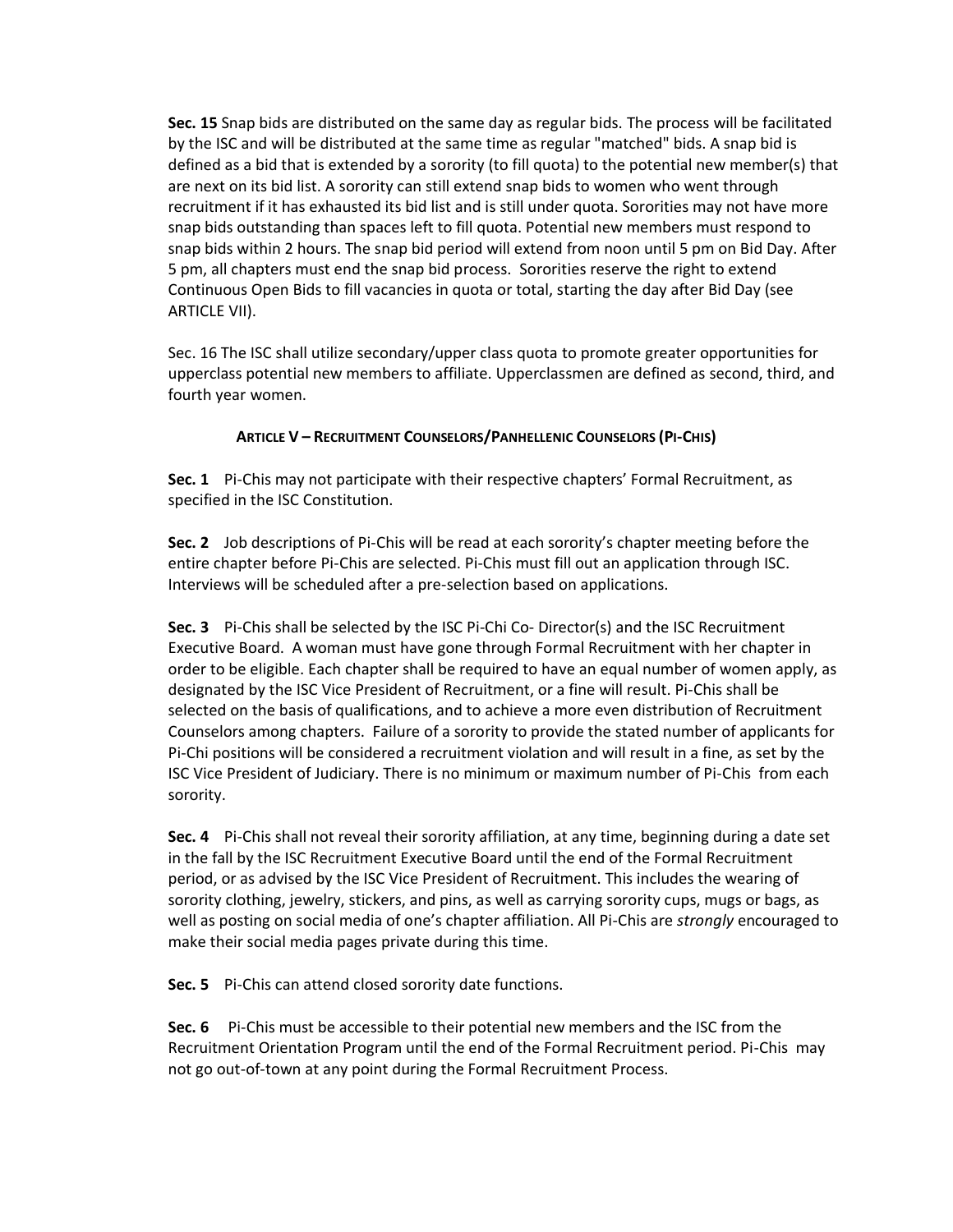**Sec. 15** Snap bids are distributed on the same day as regular bids. The process will be facilitated by the ISC and will be distributed at the same time as regular "matched" bids. A snap bid is defined as a bid that is extended by a sorority (to fill quota) to the potential new member(s) that are next on its bid list. A sorority can still extend snap bids to women who went through recruitment if it has exhausted its bid list and is still under quota. Sororities may not have more snap bids outstanding than spaces left to fill quota. Potential new members must respond to snap bids within 2 hours. The snap bid period will extend from noon until 5 pm on Bid Day. After 5 pm, all chapters must end the snap bid process. Sororities reserve the right to extend Continuous Open Bids to fill vacancies in quota or total, starting the day after Bid Day (see ARTICLE VII).

Sec. 16 The ISC shall utilize secondary/upper class quota to promote greater opportunities for upperclass potential new members to affiliate. Upperclassmen are defined as second, third, and fourth year women.

### ARTICLE V – RECRUITMENT COUNSELORS/PANHELLENIC COUNSELORS (PI-CHIS)

**Sec. 1** Pi-Chis may not participate with their respective chapters' Formal Recruitment, as specified in the ISC Constitution.

**Sec. 2** Job descriptions of Pi-Chis will be read at each sorority's chapter meeting before the entire chapter before Pi-Chis are selected. Pi-Chis must fill out an application through ISC. Interviews will be scheduled after a pre-selection based on applications.

**Sec. 3** Pi-Chis shall be selected by the ISC Pi-Chi Co- Director(s) and the ISC Recruitment Executive Board. A woman must have gone through Formal Recruitment with her chapter in order to be eligible. Each chapter shall be required to have an equal number of women apply, as designated by the ISC Vice President of Recruitment, or a fine will result. Pi-Chis shall be selected on the basis of qualifications, and to achieve a more even distribution of Recruitment Counselors among chapters. Failure of a sorority to provide the stated number of applicants for Pi-Chi positions will be considered a recruitment violation and will result in a fine, as set by the ISC Vice President of Judiciary. There is no minimum or maximum number of Pi-Chis from each sorority.

**Sec. 4** Pi-Chis shall not reveal their sorority affiliation, at any time, beginning during a date set in the fall by the ISC Recruitment Executive Board until the end of the Formal Recruitment period, or as advised by the ISC Vice President of Recruitment. This includes the wearing of sorority clothing, jewelry, stickers, and pins, as well as carrying sorority cups, mugs or bags, as well as posting on social media of one's chapter affiliation. All Pi-Chis are *strongly* encouraged to make their social media pages private during this time.

**Sec. 5** Pi-Chis can attend closed sorority date functions.

**Sec. 6** Pi-Chis must be accessible to their potential new members and the ISC from the Recruitment Orientation Program until the end of the Formal Recruitment period. Pi-Chis may not go out-of-town at any point during the Formal Recruitment Process.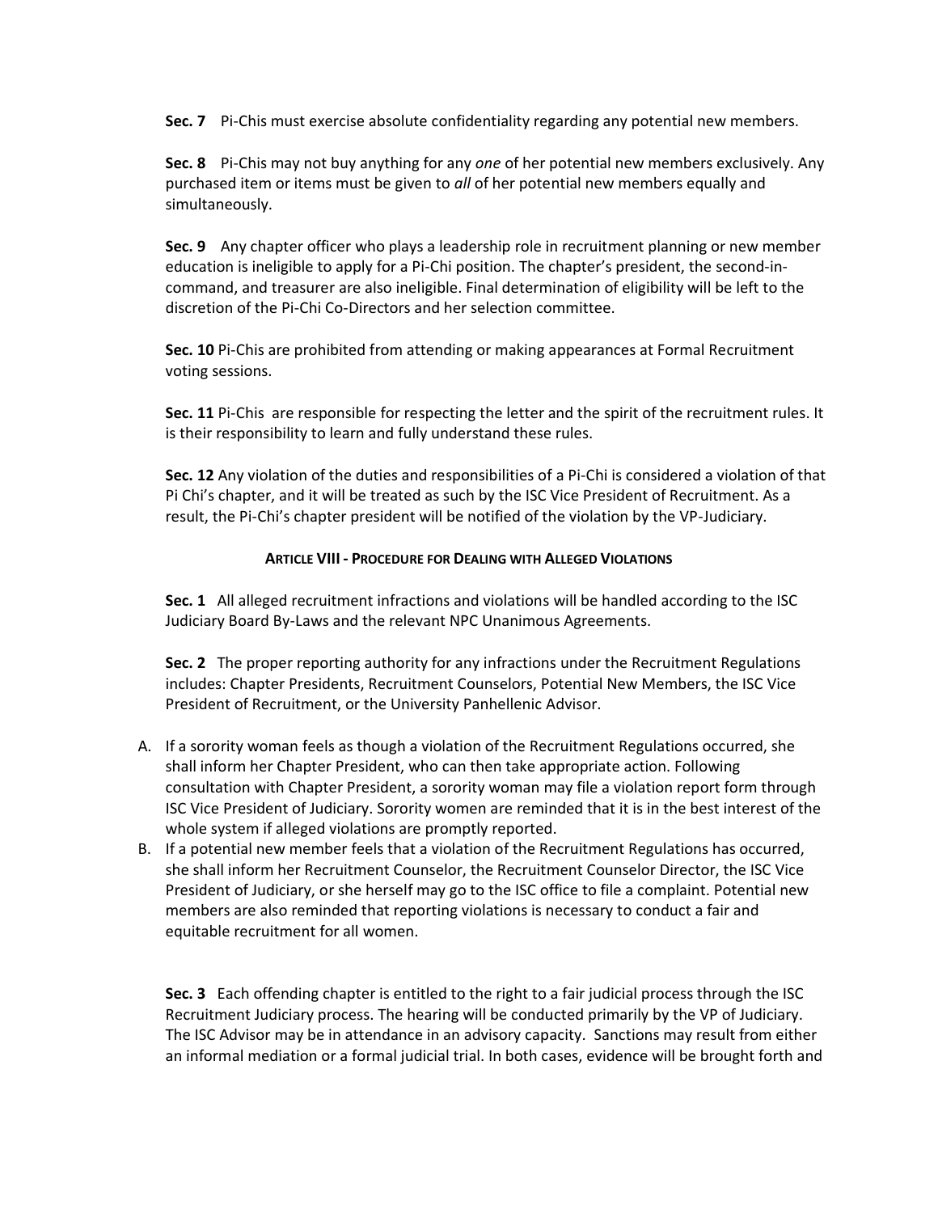**Sec. 7** Pi-Chis must exercise absolute confidentiality regarding any potential new members.

**Sec. 8** Pi-Chis may not buy anything for any *one* of her potential new members exclusively. Any purchased item or items must be given to *all* of her potential new members equally and simultaneously.

**Sec. 9** Any chapter officer who plays a leadership role in recruitment planning or new member education is ineligible to apply for a Pi-Chi position. The chapter's president, the second-in-command, and treasurer are also ineligible. Final determination of eligibility will be left to the discretion of the Pi-Chi Co-Directors and her selection committee.

**Sec. 10** Pi-Chis are prohibited from attending or making appearances at Formal Recruitment voting sessions.

**Sec. 11** Pi-Chis are responsible for respecting the letter and the spirit of the recruitment rules. It is their responsibility to learn and fully understand these rules.

**Sec. 12** Any violation of the duties and responsibilities of a Pi-Chi is considered a violation of that Pi Chi's chapter, and it will be treated as such by the ISC Vice President of Recruitment. As a result, the Pi-Chi's chapter president will be notified of the violation by the VP-Judiciary.

## ARTICLE VIII - PROCEDURE FOR DEALING WITH ALLEGED VIOLATIONS

**Sec. 1** All alleged recruitment infractions and violations will be handled according to the ISC Judiciary Board By-Laws and the relevant NPC Unanimous Agreements.

**Sec. 2** The proper reporting authority for any infractions under the Recruitment Regulations includes: Chapter Presidents, Recruitment Counselors, Potential New Members, the ISC Vice President of Recruitment, or the University Panhellenic Advisor.

A. If a sorority woman feels as though a violation of the Recruitment Regulations occurred, she shall inform her Chapter President, who can then take appropriate action. Following consultation with Chapter President, a sorority woman may file a violation report form through ISC Vice President of Judiciary. Sorority women are reminded that it is in the best interest of the whole system if alleged violations are promptly reported.
B. If a potential new member feels that a violation of the Recruitment Regulations has occurred, she shall inform her Recruitment Counselor, the Recruitment Counselor Director, the ISC Vice President of Judiciary, or she herself may go to the ISC office to file a complaint. Potential new members are also reminded that reporting violations is necessary to conduct a fair and equitable recruitment for all women.

**Sec. 3** Each offending chapter is entitled to the right to a fair judicial process through the ISC Recruitment Judiciary process. The hearing will be conducted primarily by the VP of Judiciary. The ISC Advisor may be in attendance in an advisory capacity. Sanctions may result from either an informal mediation or a formal judicial trial. In both cases, evidence will be brought forth and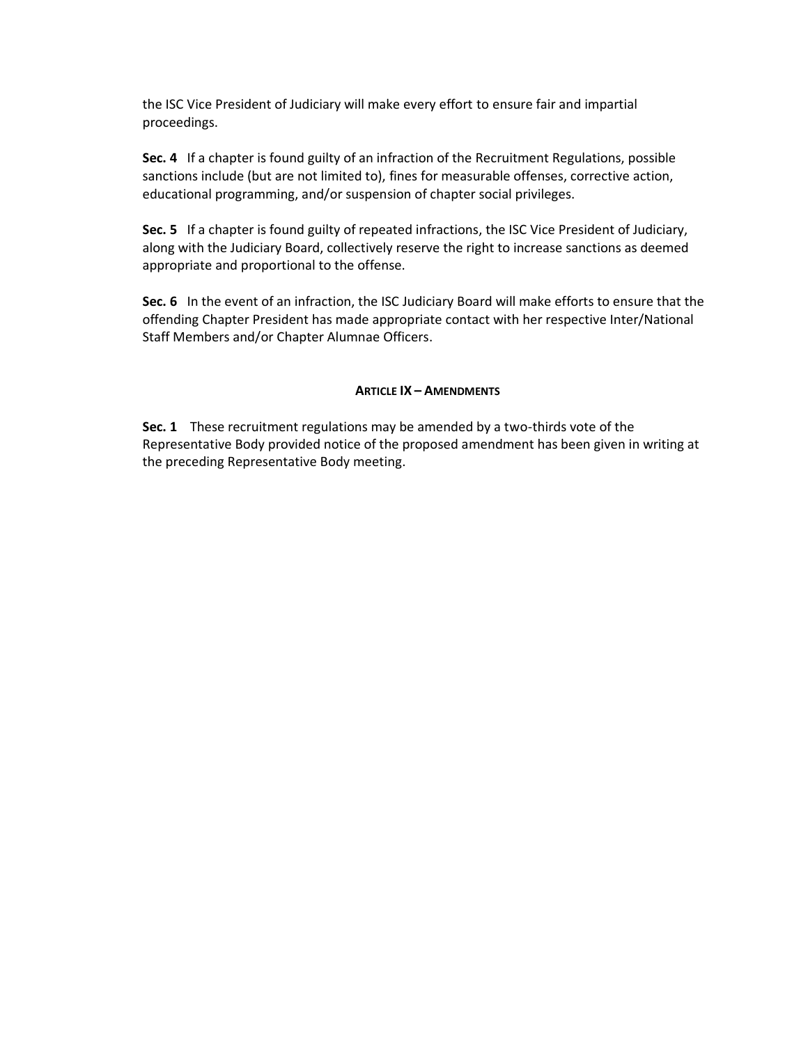the ISC Vice President of Judiciary will make every effort to ensure fair and impartial proceedings.

**Sec. 4** If a chapter is found guilty of an infraction of the Recruitment Regulations, possible sanctions include (but are not limited to), fines for measurable offenses, corrective action, educational programming, and/or suspension of chapter social privileges.

**Sec. 5** If a chapter is found guilty of repeated infractions, the ISC Vice President of Judiciary, along with the Judiciary Board, collectively reserve the right to increase sanctions as deemed appropriate and proportional to the offense.

**Sec. 6** In the event of an infraction, the ISC Judiciary Board will make efforts to ensure that the offending Chapter President has made appropriate contact with her respective Inter/National Staff Members and/or Chapter Alumnae Officers.

## ARTICLE IX – AMENDMENTS

**Sec. 1** These recruitment regulations may be amended by a two-thirds vote of the Representative Body provided notice of the proposed amendment has been given in writing at the preceding Representative Body meeting.